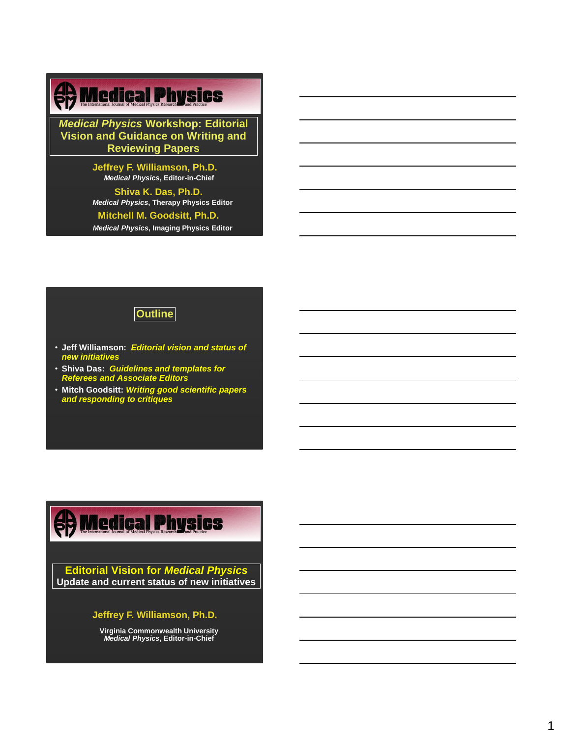# Medical Physics

The International Journal of Medical Physics Research and Practice

## *Medical Physics* Workshop: Editorial Vision and Guidance on Writing and Reviewing Papers

**Jeffrey F. Williamson, Ph.D.**
*Medical Physics*, Editor-in-Chief

**Shiva K. Das, Ph.D.**
*Medical Physics*, Therapy Physics Editor

**Mitchell M. Goodsitt, Ph.D.**
*Medical Physics*, Imaging Physics Editor

---

## Outline

- **Jeff Williamson:** ***Editorial vision and status of new initiatives***
- **Shiva Das:** ***Guidelines and templates for Referees and Associate Editors***
- **Mitch Goodsitt:** ***Writing good scientific papers and responding to critiques***

---

# Medical Physics

The International Journal of Medical Physics Research and Practice

## Editorial Vision for *Medical Physics*

**Update and current status of new initiatives**

**Jeffrey F. Williamson, Ph.D.**

Virginia Commonwealth University
*Medical Physics*, Editor-in-Chief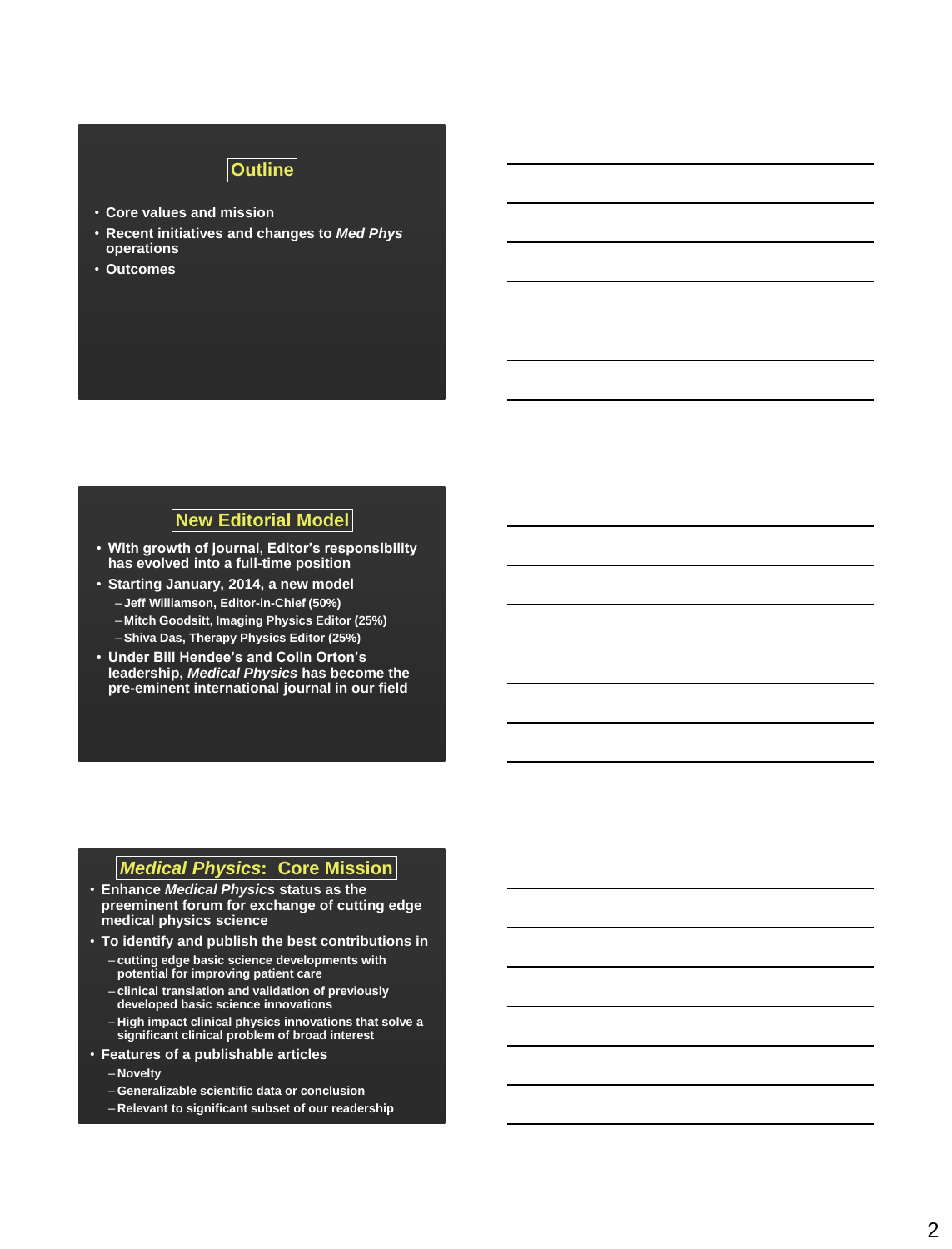## Outline

- Core values and mission
- Recent initiatives and changes to *Med Phys* operations
- Outcomes

## New Editorial Model

- With growth of journal, Editor's responsibility has evolved into a full-time position
- Starting January, 2014, a new model
  - Jeff Williamson, Editor-in-Chief (50%)
  - Mitch Goodsitt, Imaging Physics Editor (25%)
  - Shiva Das, Therapy Physics Editor (25%)
- Under Bill Hendee's and Colin Orton's leadership, *Medical Physics* has become the pre-eminent international journal in our field

## *Medical Physics*: Core Mission

- Enhance *Medical Physics* status as the preeminent forum for exchange of cutting edge medical physics science
- To identify and publish the best contributions in
  - cutting edge basic science developments with potential for improving patient care
  - clinical translation and validation of previously developed basic science innovations
  - High impact clinical physics innovations that solve a significant clinical problem of broad interest
- Features of a publishable articles
  - Novelty
  - Generalizable scientific data or conclusion
  - Relevant to significant subset of our readership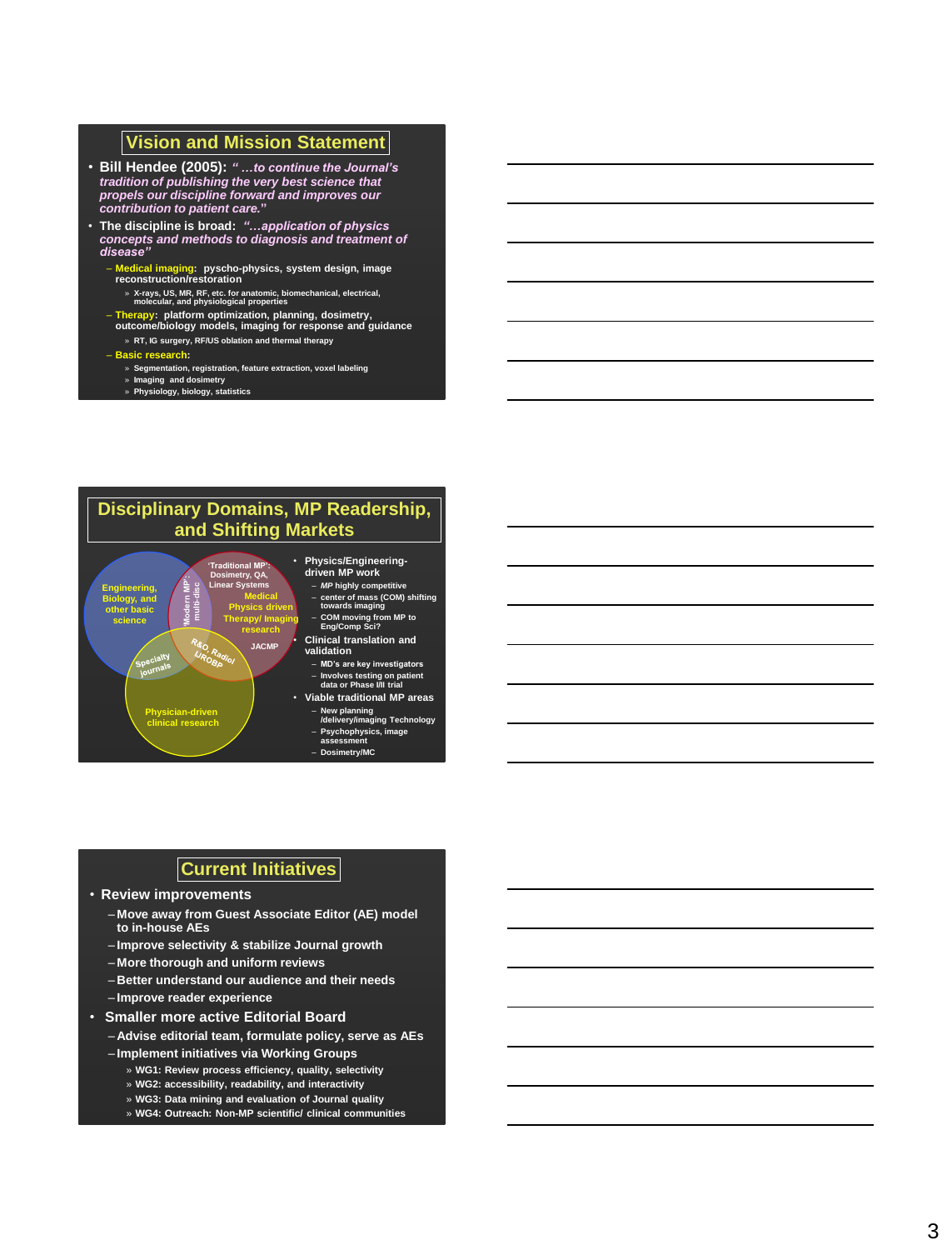## Vision and Mission Statement

- **Bill Hendee (2005):** *" …to continue the Journal's tradition of publishing the very best science that propels our discipline forward and improves our contribution to patient care."*
- **The discipline is broad:** *"…application of physics concepts and methods to diagnosis and treatment of disease"*
  - **Medical imaging:** pyscho-physics, system design, image reconstruction/restoration
    - » X-rays, US, MR, RF, etc. for anatomic, biomechanical, electrical, molecular, and physiological properties
  - **Therapy:** platform optimization, planning, dosimetry, outcome/biology models, imaging for response and guidance
    - » RT, IG surgery, RF/US oblation and thermal therapy
  - **Basic research:**
    - » Segmentation, registration, feature extraction, voxel labeling
    - » Imaging and dosimetry
    - » Physiology, biology, statistics

## Disciplinary Domains, MP Readership, and Shifting Markets

Engineering, Biology, and other basic science

'Modern MP': multi-disc

'Traditional MP': Dosimetry, QA, Linear Systems

Medical Physics driven Therapy/ Imaging research

JACMP

R&O, Radiol UROBP

Specialty journals

Physician-driven clinical research

- Physics/Engineering-driven MP work
  - *MP* highly competitive
  - center of mass (COM) shifting towards imaging
  - COM moving from MP to Eng/Comp Sci?
- Clinical translation and validation
  - MD's are key investigators
  - Involves testing on patient data or Phase I/II trial
- Viable traditional MP areas
  - New planning /delivery/imaging Technology
  - Psychophysics, image assessment
  - Dosimetry/MC

## Current Initiatives

- **Review improvements**
  - Move away from Guest Associate Editor (AE) model to in-house AEs
  - Improve selectivity & stabilize Journal growth
  - More thorough and uniform reviews
  - Better understand our audience and their needs
  - Improve reader experience
- **Smaller more active Editorial Board**
  - Advise editorial team, formulate policy, serve as AEs
  - Implement initiatives via Working Groups
    - » WG1: Review process efficiency, quality, selectivity
    - » WG2: accessibility, readability, and interactivity
    - » WG3: Data mining and evaluation of Journal quality
    - » WG4: Outreach: Non-MP scientific/ clinical communities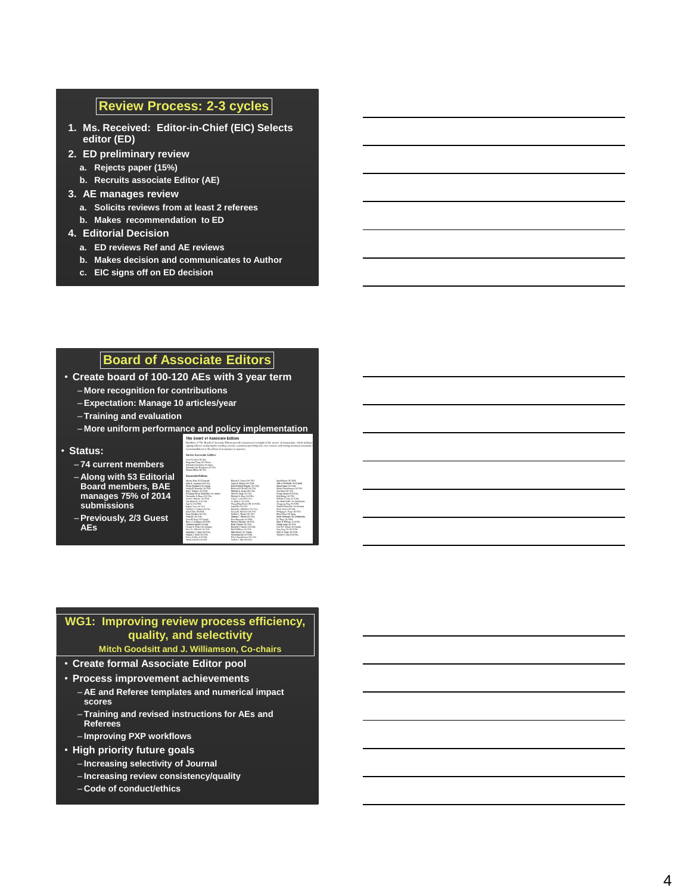## Review Process: 2-3 cycles

1. Ms. Received: Editor-in-Chief (EIC) Selects editor (ED)
2. ED preliminary review
   a. Rejects paper (15%)
   b. Recruits associate Editor (AE)
3. AE manages review
   a. Solicits reviews from at least 2 referees
   b. Makes recommendation to ED
4. Editorial Decision
   a. ED reviews Ref and AE reviews
   b. Makes decision and communicates to Author
   c. EIC signs off on ED decision

## Board of Associate Editors

- Create board of 100-120 AEs with 3 year term
  - More recognition for contributions
  - Expectation: Manage 10 articles/year
  - Training and evaluation
  - More uniform performance and policy implementation
- Status:
  - 74 current members
  - Along with 53 Editorial Board members, BAE manages 75% of 2014 submissions
  - Previously, 2/3 Guest AEs

## WG1: Improving review process efficiency, quality, and selectivity

Mitch Goodsitt and J. Williamson, Co-chairs

- Create formal Associate Editor pool
- Process improvement achievements
  - AE and Referee templates and numerical impact scores
  - Training and revised instructions for AEs and Referees
  - Improving PXP workflows
- High priority future goals
  - Increasing selectivity of Journal
  - Increasing review consistency/quality
  - Code of conduct/ethics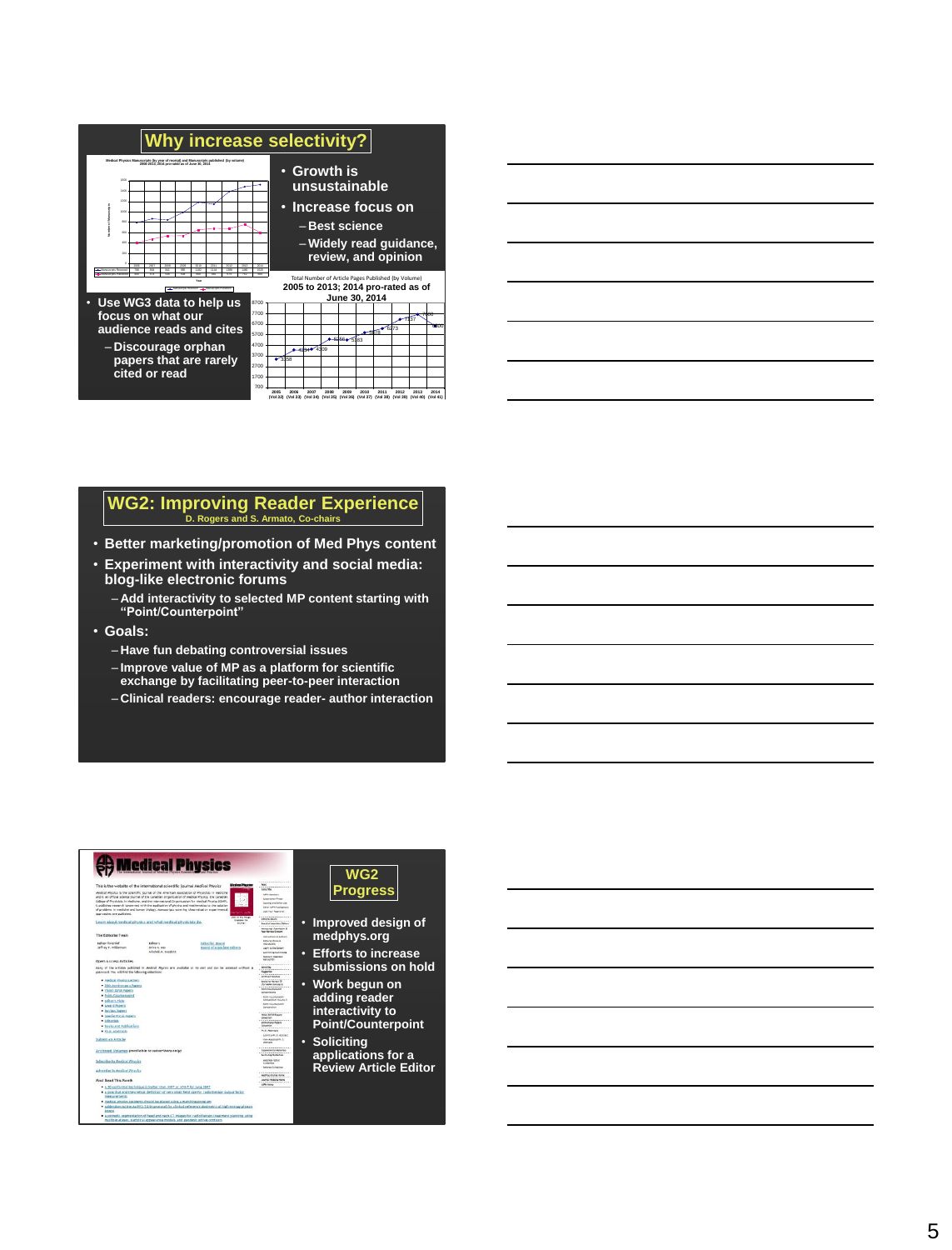## Why increase selectivity?

- Growth is unsustainable
- Increase focus on
  - Best science
  - Widely read guidance, review, and opinion

- Use WG3 data to help us focus on what our audience reads and cites
  - Discourage orphan papers that are rarely cited or read

Total Number of Article Pages Published (by Volume) 2005 to 2013; 2014 pro-rated as of June 30, 2014

## WG2: Improving Reader Experience

D. Rogers and S. Armato, Co-chairs

- Better marketing/promotion of Med Phys content
- Experiment with interactivity and social media: blog-like electronic forums
  - Add interactivity to selected MP content starting with "Point/Counterpoint"
- Goals:
  - Have fun debating controversial issues
  - Improve value of MP as a platform for scientific exchange by facilitating peer-to-peer interaction
  - Clinical readers: encourage reader- author interaction

## WG2 Progress

- Improved design of medphys.org
- Efforts to increase submissions on hold
- Work begun on adding reader interactivity to Point/Counterpoint
- Soliciting applications for a Review Article Editor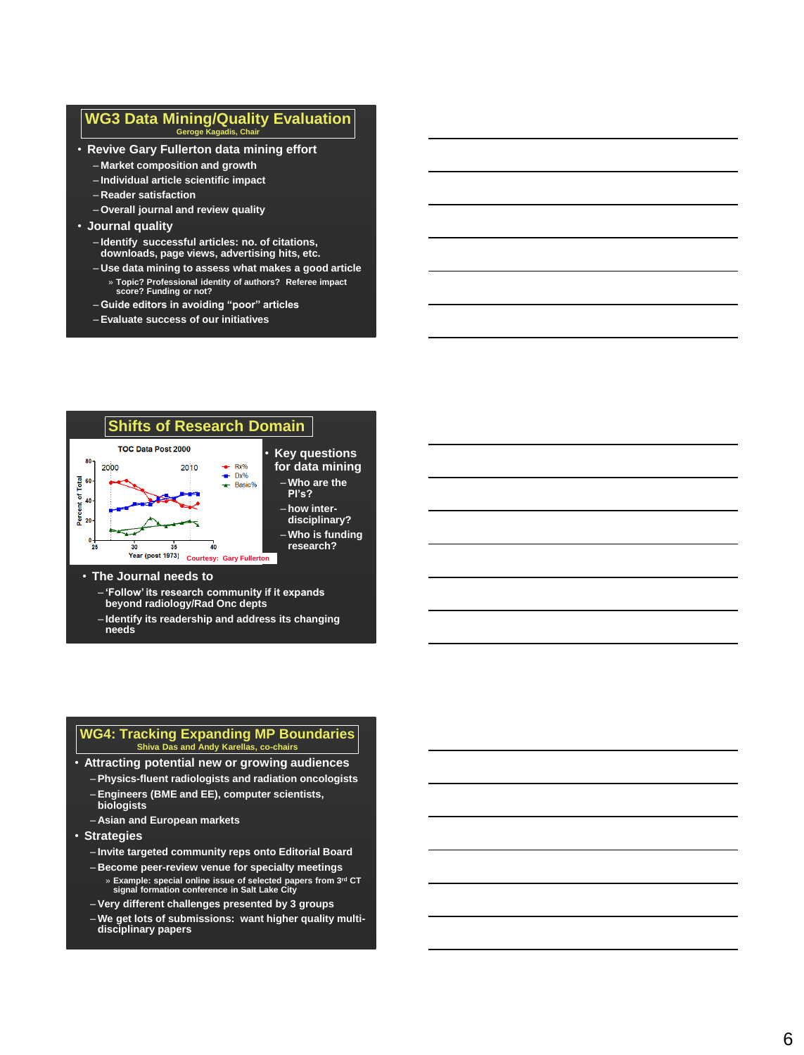## WG3 Data Mining/Quality Evaluation

Geroge Kagadis, Chair

- Revive Gary Fullerton data mining effort
  - Market composition and growth
  - Individual article scientific impact
  - Reader satisfaction
  - Overall journal and review quality
- Journal quality
  - Identify successful articles: no. of citations, downloads, page views, advertising hits, etc.
  - Use data mining to assess what makes a good article
    - Topic? Professional identity of authors? Referee impact score? Funding or not?
  - Guide editors in avoiding "poor" articles
  - Evaluate success of our initiatives

## Shifts of Research Domain

TOC Data Post 2000

Courtesy: Gary Fullerton

- Key questions for data mining
  - Who are the PI's?
  - how inter-disciplinary?
  - Who is funding research?
- The Journal needs to
  - 'Follow' its research community if it expands beyond radiology/Rad Onc depts
  - Identify its readership and address its changing needs

## WG4: Tracking Expanding MP Boundaries

Shiva Das and Andy Karellas, co-chairs

- Attracting potential new or growing audiences
  - Physics-fluent radiologists and radiation oncologists
  - Engineers (BME and EE), computer scientists, biologists
  - Asian and European markets
- Strategies
  - Invite targeted community reps onto Editorial Board
  - Become peer-review venue for specialty meetings
    - Example: special online issue of selected papers from 3rd CT signal formation conference in Salt Lake City
  - Very different challenges presented by 3 groups
  - We get lots of submissions: want higher quality multi-disciplinary papers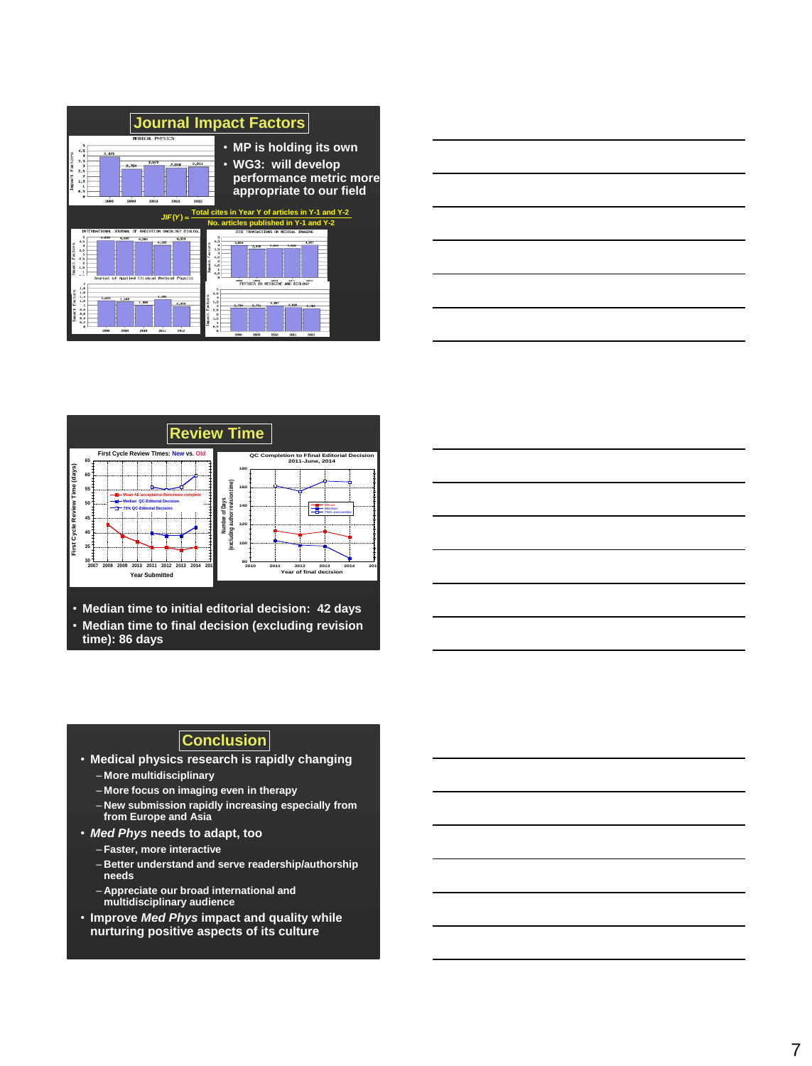## Journal Impact Factors

- MP is holding its own
- WG3: will develop performance metric more appropriate to our field

$$JIF(Y) = \frac{\text{Total cites in Year Y of articles in Y-1 and Y-2}}{\text{No. articles published in Y-1 and Y-2}}$$

MEDICAL PHYSICS

INTERNATIONAL JOURNAL OF RADIATION ONCOLOGY BIOLOG.

IEEE TRANSACTIONS ON MEDICAL IMAGING

Journal of Applied Clinical Medical Physics

PHYSICS IN MEDICINE AND BIOLOGY

Impact Factors

## Review Time

First Cycle Review Times: New vs. Old

Mean AE acceptance-Reviewers complete

Median QC-Editorial Decision

75% QC-Editorial Decision

First Cycle Review Time (days)

Year Submitted

QC Completion to Final Editorial Decision 2011-June, 2014

Mean

Median

75th percentile

Number of Days (excluding author revision time)

Year of final decision

- Median time to initial editorial decision: 42 days
- Median time to final decision (excluding revision time): 86 days

## Conclusion

- Medical physics research is rapidly changing
  - More multidisciplinary
  - More focus on imaging even in therapy
  - New submission rapidly increasing especially from from Europe and Asia
- *Med Phys* needs to adapt, too
  - Faster, more interactive
  - Better understand and serve readership/authorship needs
  - Appreciate our broad international and multidisciplinary audience
- Improve *Med Phys* impact and quality while nurturing positive aspects of its culture